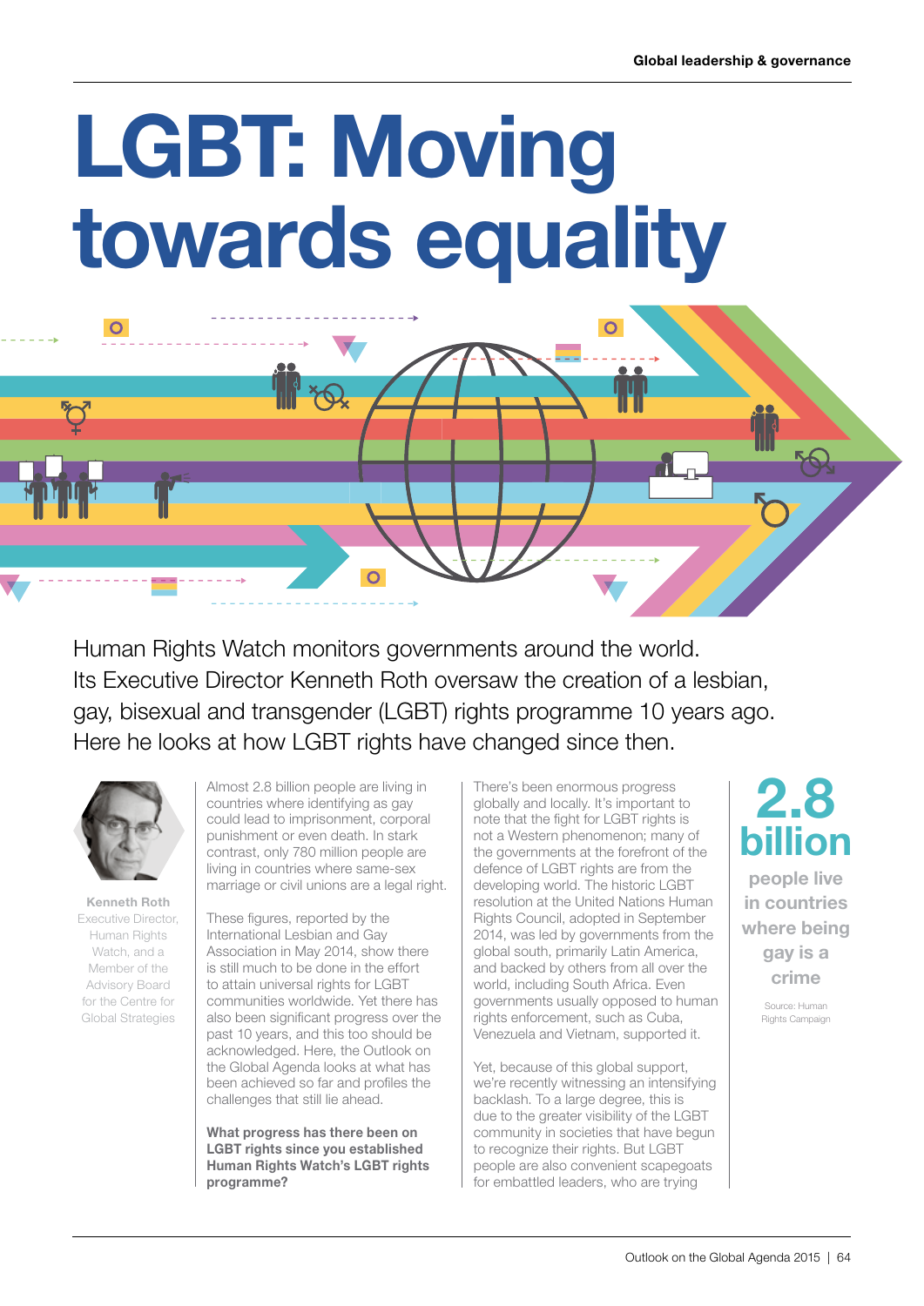# LGBT: Moving towards equality

Human Rights Watch monitors governments around the world. Its Executive Director Kenneth Roth oversaw the creation of a lesbian, gay, bisexual and transgender (LGBT) rights programme 10 years ago. Here he looks at how LGBT rights have changed since then.

**Kenneth Roth**
Executive Director, Human Rights Watch, and a Member of the Advisory Board for the Centre for Global Strategies

Almost 2.8 billion people are living in countries where identifying as gay could lead to imprisonment, corporal punishment or even death. In stark contrast, only 780 million people are living in countries where same-sex marriage or civil unions are a legal right.

These figures, reported by the International Lesbian and Gay Association in May 2014, show there is still much to be done in the effort to attain universal rights for LGBT communities worldwide. Yet there has also been significant progress over the past 10 years, and this too should be acknowledged. Here, the Outlook on the Global Agenda looks at what has been achieved so far and profiles the challenges that still lie ahead.

**What progress has there been on LGBT rights since you established Human Rights Watch's LGBT rights programme?**

There's been enormous progress globally and locally. It's important to note that the fight for LGBT rights is not a Western phenomenon; many of the governments at the forefront of the defence of LGBT rights are from the developing world. The historic LGBT resolution at the United Nations Human Rights Council, adopted in September 2014, was led by governments from the global south, primarily Latin America, and backed by others from all over the world, including South Africa. Even governments usually opposed to human rights enforcement, such as Cuba, Venezuela and Vietnam, supported it.

Yet, because of this global support, we're recently witnessing an intensifying backlash. To a large degree, this is due to the greater visibility of the LGBT community in societies that have begun to recognize their rights. But LGBT people are also convenient scapegoats for embattled leaders, who are trying

**2.8 billion**
**people live in countries where being gay is a crime**

Source: Human Rights Campaign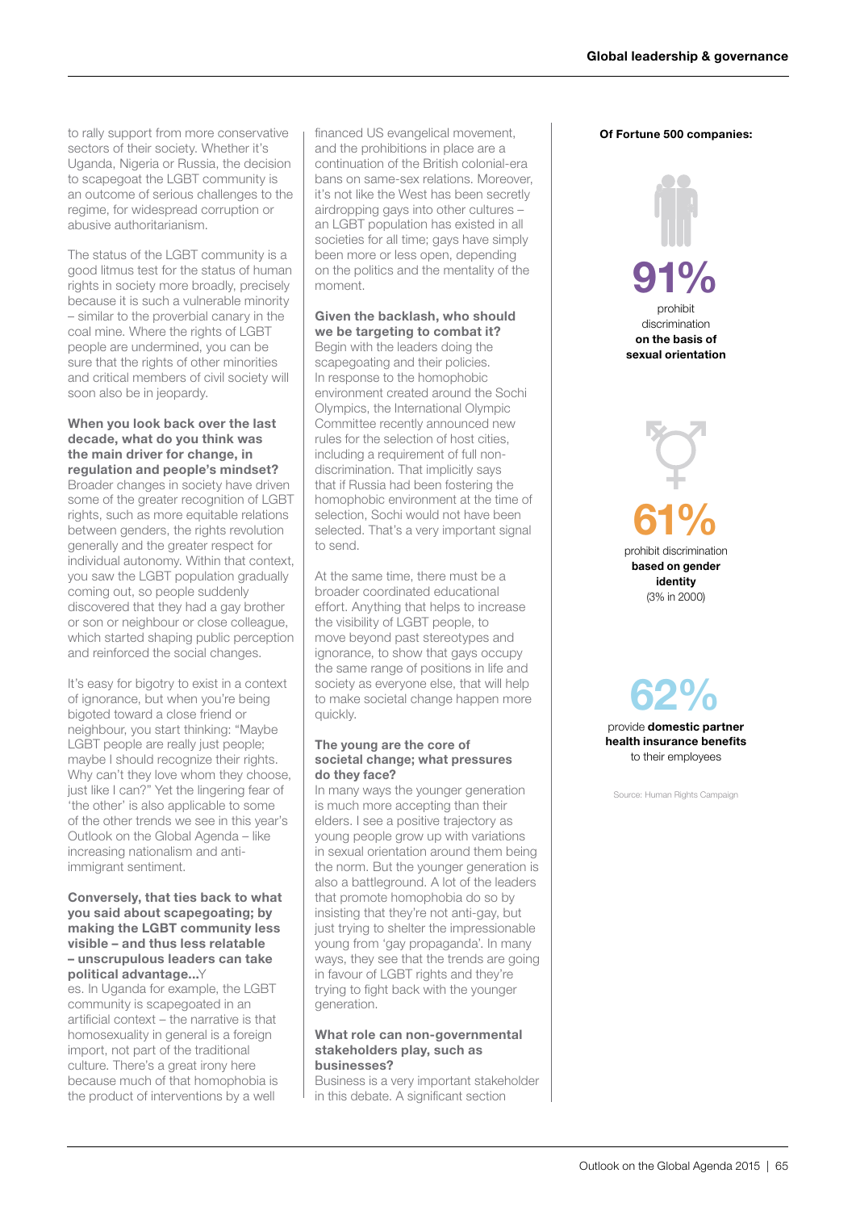to rally support from more conservative sectors of their society. Whether it's Uganda, Nigeria or Russia, the decision to scapegoat the LGBT community is an outcome of serious challenges to the regime, for widespread corruption or abusive authoritarianism.

The status of the LGBT community is a good litmus test for the status of human rights in society more broadly, precisely because it is such a vulnerable minority – similar to the proverbial canary in the coal mine. Where the rights of LGBT people are undermined, you can be sure that the rights of other minorities and critical members of civil society will soon also be in jeopardy.

**When you look back over the last decade, what do you think was the main driver for change, in regulation and people's mindset?**
Broader changes in society have driven some of the greater recognition of LGBT rights, such as more equitable relations between genders, the rights revolution generally and the greater respect for individual autonomy. Within that context, you saw the LGBT population gradually coming out, so people suddenly discovered that they had a gay brother or son or neighbour or close colleague, which started shaping public perception and reinforced the social changes.

It's easy for bigotry to exist in a context of ignorance, but when you're being bigoted toward a close friend or neighbour, you start thinking: "Maybe LGBT people are really just people; maybe I should recognize their rights. Why can't they love whom they choose, just like I can?" Yet the lingering fear of 'the other' is also applicable to some of the other trends we see in this year's Outlook on the Global Agenda – like increasing nationalism and anti-immigrant sentiment.

**Conversely, that ties back to what you said about scapegoating; by making the LGBT community less visible – and thus less relatable – unscrupulous leaders can take political advantage...**
Yes. In Uganda for example, the LGBT community is scapegoated in an artificial context – the narrative is that homosexuality in general is a foreign import, not part of the traditional culture. There's a great irony here because much of that homophobia is the product of interventions by a well financed US evangelical movement, and the prohibitions in place are a continuation of the British colonial-era bans on same-sex relations. Moreover, it's not like the West has been secretly airdropping gays into other cultures – an LGBT population has existed in all societies for all time; gays have simply been more or less open, depending on the politics and the mentality of the moment.

**Given the backlash, who should we be targeting to combat it?**
Begin with the leaders doing the scapegoating and their policies. In response to the homophobic environment created around the Sochi Olympics, the International Olympic Committee recently announced new rules for the selection of host cities, including a requirement of full non-discrimination. That implicitly says that if Russia had been fostering the homophobic environment at the time of selection, Sochi would not have been selected. That's a very important signal to send.

At the same time, there must be a broader coordinated educational effort. Anything that helps to increase the visibility of LGBT people, to move beyond past stereotypes and ignorance, to show that gays occupy the same range of positions in life and society as everyone else, that will help to make societal change happen more quickly.

**The young are the core of societal change; what pressures do they face?**
In many ways the younger generation is much more accepting than their elders. I see a positive trajectory as young people grow up with variations in sexual orientation around them being the norm. But the younger generation is also a battleground. A lot of the leaders that promote homophobia do so by insisting that they're not anti-gay, but just trying to shelter the impressionable young from 'gay propaganda'. In many ways, they see that the trends are going in favour of LGBT rights and they're trying to fight back with the younger generation.

**What role can non-governmental stakeholders play, such as businesses?**
Business is a very important stakeholder in this debate. A significant section

**Of Fortune 500 companies:**

**91%** prohibit discrimination **on the basis of sexual orientation**

**61%** prohibit discrimination **based on gender identity** (3% in 2000)

**62%** provide **domestic partner health insurance benefits** to their employees

Source: Human Rights Campaign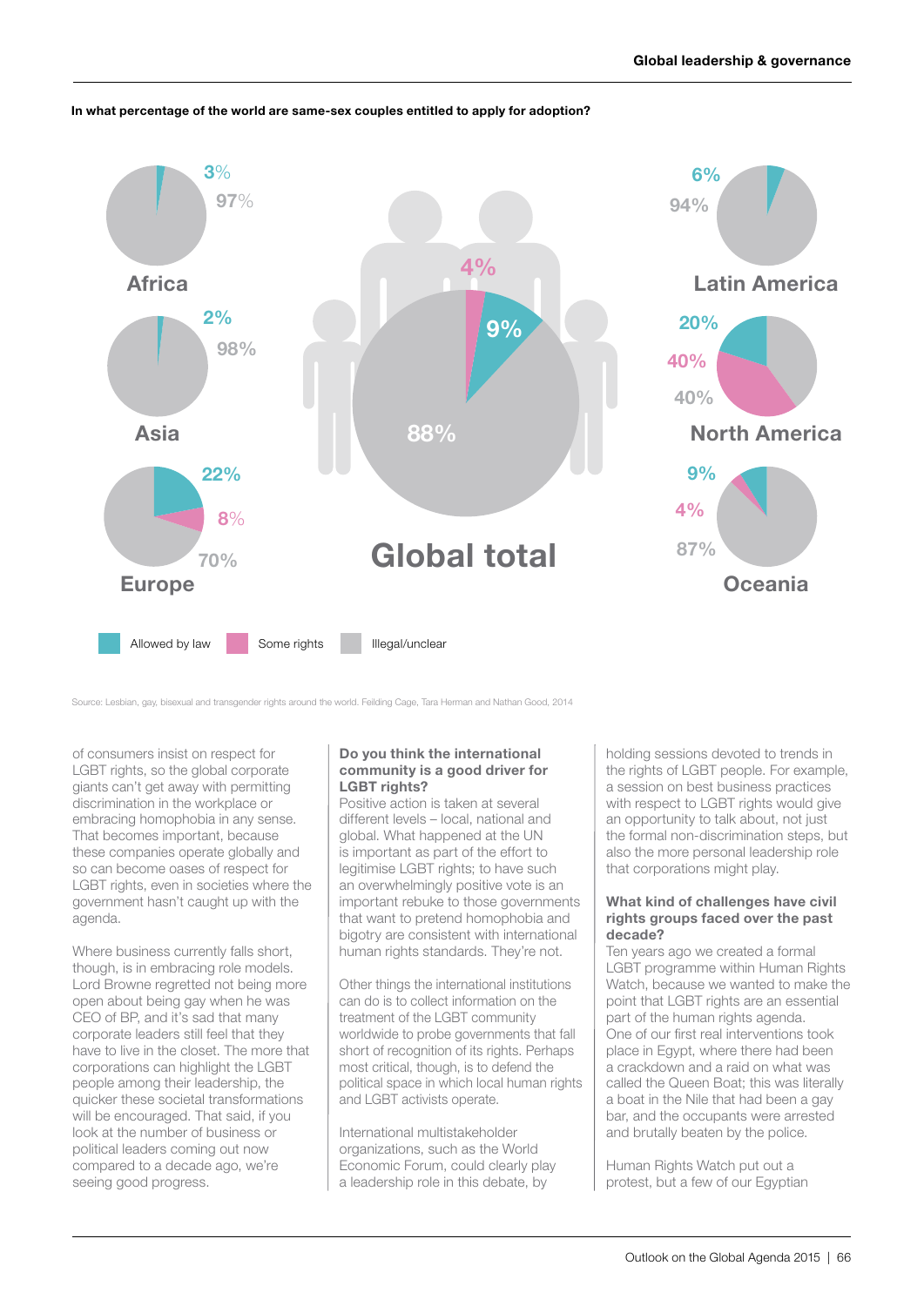**In what percentage of the world are same-sex couples entitled to apply for adoption?**

| Region | Allowed by law | Some rights | Illegal/unclear |
|---|---|---|---|
| Africa | 3% | | 97% |
| Asia | 2% | | 98% |
| Europe | 22% | 8% | 70% |
| Global total | 9% | 4% | 88% |
| Latin America | 6% | | 94% |
| North America | 20% | 40% | 40% |
| Oceania | 9% | 4% | 87% |

Source: Lesbian, gay, bisexual and transgender rights around the world. Feilding Cage, Tara Herman and Nathan Good, 2014

of consumers insist on respect for LGBT rights, so the global corporate giants can't get away with permitting discrimination in the workplace or embracing homophobia in any sense. That becomes important, because these companies operate globally and so can become oases of respect for LGBT rights, even in societies where the government hasn't caught up with the agenda.

Where business currently falls short, though, is in embracing role models. Lord Browne regretted not being more open about being gay when he was CEO of BP, and it's sad that many corporate leaders still feel that they have to live in the closet. The more that corporations can highlight the LGBT people among their leadership, the quicker these societal transformations will be encouraged. That said, if you look at the number of business or political leaders coming out now compared to a decade ago, we're seeing good progress.

**Do you think the international community is a good driver for LGBT rights?**

Positive action is taken at several different levels – local, national and global. What happened at the UN is important as part of the effort to legitimise LGBT rights; to have such an overwhelmingly positive vote is an important rebuke to those governments that want to pretend homophobia and bigotry are consistent with international human rights standards. They're not.

Other things the international institutions can do is to collect information on the treatment of the LGBT community worldwide to probe governments that fall short of recognition of its rights. Perhaps most critical, though, is to defend the political space in which local human rights and LGBT activists operate.

International multistakeholder organizations, such as the World Economic Forum, could clearly play a leadership role in this debate, by holding sessions devoted to trends in the rights of LGBT people. For example, a session on best business practices with respect to LGBT rights would give an opportunity to talk about, not just the formal non-discrimination steps, but also the more personal leadership role that corporations might play.

**What kind of challenges have civil rights groups faced over the past decade?**

Ten years ago we created a formal LGBT programme within Human Rights Watch, because we wanted to make the point that LGBT rights are an essential part of the human rights agenda. One of our first real interventions took place in Egypt, where there had been a crackdown and a raid on what was called the Queen Boat; this was literally a boat in the Nile that had been a gay bar, and the occupants were arrested and brutally beaten by the police.

Human Rights Watch put out a protest, but a few of our Egyptian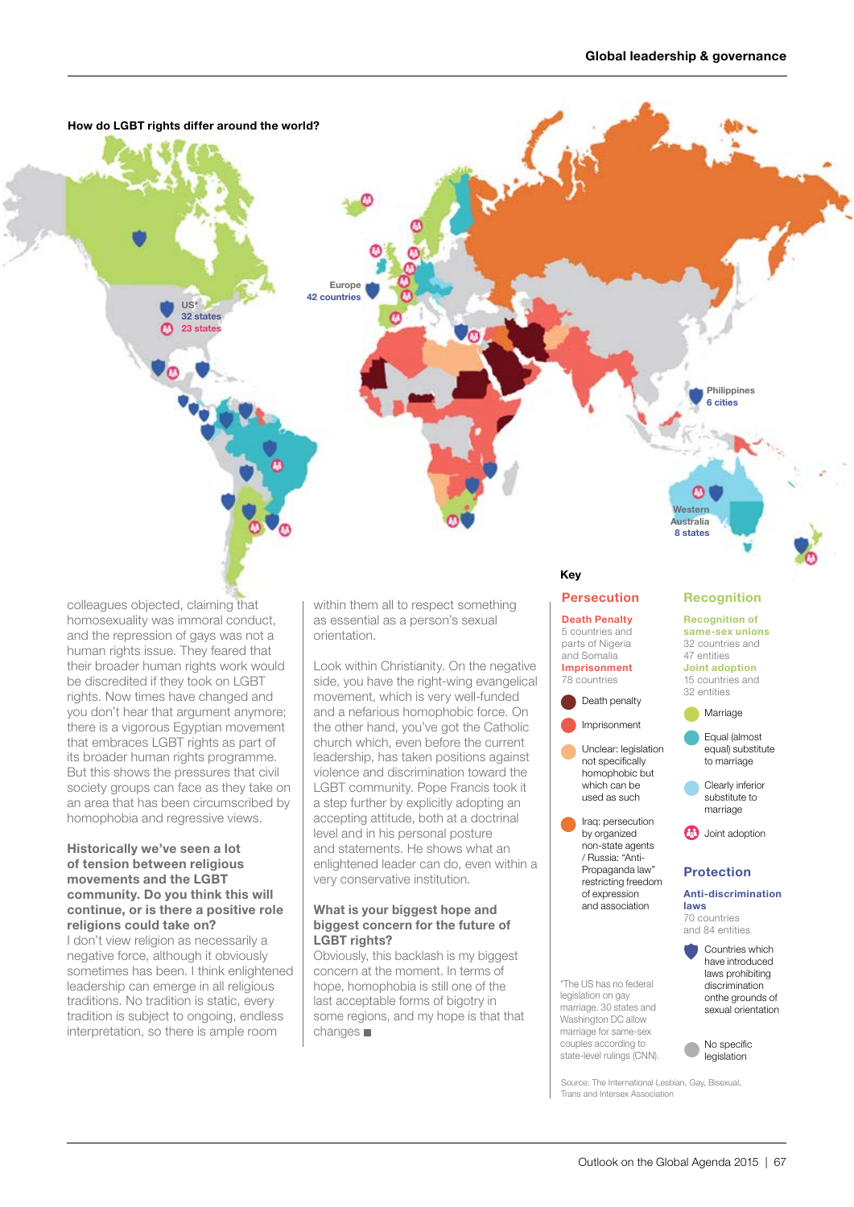## How do LGBT rights differ around the world?

US*
32 states
23 states

Europe
42 countries

Philippines
6 cities

Western Australia
8 states

**Key**

**Persecution**

**Death Penalty**
5 countries and parts of Nigeria and Somalia

**Imprisonment**
78 countries

Death penalty

Imprisonment

Unclear: legislation not specifically homophobic but which can be used as such

Iraq: persecution by organized non-state agents / Russia: "Anti-Propaganda law" restricting freedom of expression and association

**Recognition**

**Recognition of same-sex unions**
32 countries and 47 entities

**Joint adoption**
15 countries and 32 entities

Marriage

Equal (almost equal) substitute to marriage

Clearly inferior substitute to marriage

Joint adoption

**Protection**

**Anti-discrimination laws**
70 countries and 84 entities

Countries which have introduced laws prohibiting discrimination onthe grounds of sexual orientation

No specific legislation

*The US has no federal legislation on gay marriage. 30 states and Washington DC allow marriage for same-sex couples according to state-level rulings (CNN).

Source: The International Lesbian, Gay, Bisexual, Trans and Intersex Association

colleagues objected, claiming that homosexuality was immoral conduct, and the repression of gays was not a human rights issue. They feared that their broader human rights work would be discredited if they took on LGBT rights. Now times have changed and you don't hear that argument anymore; there is a vigorous Egyptian movement that embraces LGBT rights as part of its broader human rights programme. But this shows the pressures that civil society groups can face as they take on an area that has been circumscribed by homophobia and regressive views.

**Historically we've seen a lot of tension between religious movements and the LGBT community. Do you think this will continue, or is there a positive role religions could take on?**
I don't view religion as necessarily a negative force, although it obviously sometimes has been. I think enlightened leadership can emerge in all religious traditions. No tradition is static, every tradition is subject to ongoing, endless interpretation, so there is ample room within them all to respect something as essential as a person's sexual orientation.

Look within Christianity. On the negative side, you have the right-wing evangelical movement, which is very well-funded and a nefarious homophobic force. On the other hand, you've got the Catholic church which, even before the current leadership, has taken positions against violence and discrimination toward the LGBT community. Pope Francis took it a step further by explicitly adopting an accepting attitude, both at a doctrinal level and in his personal posture and statements. He shows what an enlightened leader can do, even within a very conservative institution.

**What is your biggest hope and biggest concern for the future of LGBT rights?**
Obviously, this backlash is my biggest concern at the moment. In terms of hope, homophobia is still one of the last acceptable forms of bigotry in some regions, and my hope is that that changes ■